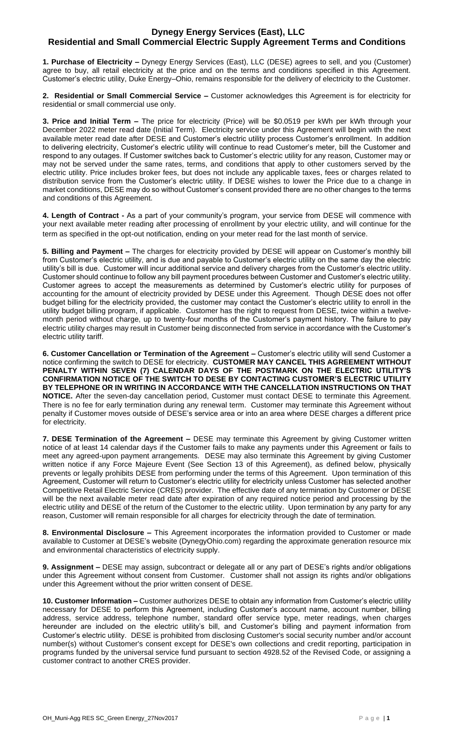# Dynegy Energy Services (East), LLC
# Residential and Small Commercial Electric Supply Agreement Terms and Conditions

**1. Purchase of Electricity –** Dynegy Energy Services (East), LLC (DESE) agrees to sell, and you (Customer) agree to buy, all retail electricity at the price and on the terms and conditions specified in this Agreement. Customer's electric utility, Duke Energy–Ohio, remains responsible for the delivery of electricity to the Customer.

**2. Residential or Small Commercial Service –** Customer acknowledges this Agreement is for electricity for residential or small commercial use only.

**3. Price and Initial Term –** The price for electricity (Price) will be $0.0519 per kWh per kWh through your December 2022 meter read date (Initial Term). Electricity service under this Agreement will begin with the next available meter read date after DESE and Customer's electric utility process Customer's enrollment. In addition to delivering electricity, Customer's electric utility will continue to read Customer's meter, bill the Customer and respond to any outages. If Customer switches back to Customer's electric utility for any reason, Customer may or may not be served under the same rates, terms, and conditions that apply to other customers served by the electric utility. Price includes broker fees, but does not include any applicable taxes, fees or charges related to distribution service from the Customer's electric utility. If DESE wishes to lower the Price due to a change in market conditions, DESE may do so without Customer's consent provided there are no other changes to the terms and conditions of this Agreement.

**4. Length of Contract -** As a part of your community's program, your service from DESE will commence with your next available meter reading after processing of enrollment by your electric utility, and will continue for the term as specified in the opt-out notification, ending on your meter read for the last month of service.

**5. Billing and Payment –** The charges for electricity provided by DESE will appear on Customer's monthly bill from Customer's electric utility, and is due and payable to Customer's electric utility on the same day the electric utility's bill is due. Customer will incur additional service and delivery charges from the Customer's electric utility. Customer should continue to follow any bill payment procedures between Customer and Customer's electric utility. Customer agrees to accept the measurements as determined by Customer's electric utility for purposes of accounting for the amount of electricity provided by DESE under this Agreement. Though DESE does not offer budget billing for the electricity provided, the customer may contact the Customer's electric utility to enroll in the utility budget billing program, if applicable. Customer has the right to request from DESE, twice within a twelve-month period without charge, up to twenty-four months of the Customer's payment history. The failure to pay electric utility charges may result in Customer being disconnected from service in accordance with the Customer's electric utility tariff.

**6. Customer Cancellation or Termination of the Agreement –** Customer's electric utility will send Customer a notice confirming the switch to DESE for electricity. **CUSTOMER MAY CANCEL THIS AGREEMENT WITHOUT PENALTY WITHIN SEVEN (7) CALENDAR DAYS OF THE POSTMARK ON THE ELECTRIC UTILITY'S CONFIRMATION NOTICE OF THE SWITCH TO DESE BY CONTACTING CUSTOMER'S ELECTRIC UTILITY BY TELEPHONE OR IN WRITING IN ACCORDANCE WITH THE CANCELLATION INSTRUCTIONS ON THAT NOTICE.** After the seven-day cancellation period, Customer must contact DESE to terminate this Agreement. There is no fee for early termination during any renewal term. Customer may terminate this Agreement without penalty if Customer moves outside of DESE's service area or into an area where DESE charges a different price for electricity.

**7. DESE Termination of the Agreement –** DESE may terminate this Agreement by giving Customer written notice of at least 14 calendar days if the Customer fails to make any payments under this Agreement or fails to meet any agreed-upon payment arrangements. DESE may also terminate this Agreement by giving Customer written notice if any Force Majeure Event (See Section 13 of this Agreement), as defined below, physically prevents or legally prohibits DESE from performing under the terms of this Agreement. Upon termination of this Agreement, Customer will return to Customer's electric utility for electricity unless Customer has selected another Competitive Retail Electric Service (CRES) provider. The effective date of any termination by Customer or DESE will be the next available meter read date after expiration of any required notice period and processing by the electric utility and DESE of the return of the Customer to the electric utility. Upon termination by any party for any reason, Customer will remain responsible for all charges for electricity through the date of termination.

**8. Environmental Disclosure –** This Agreement incorporates the information provided to Customer or made available to Customer at DESE's website (DynegyOhio.com) regarding the approximate generation resource mix and environmental characteristics of electricity supply.

**9. Assignment –** DESE may assign, subcontract or delegate all or any part of DESE's rights and/or obligations under this Agreement without consent from Customer. Customer shall not assign its rights and/or obligations under this Agreement without the prior written consent of DESE.

**10. Customer Information –** Customer authorizes DESE to obtain any information from Customer's electric utility necessary for DESE to perform this Agreement, including Customer's account name, account number, billing address, service address, telephone number, standard offer service type, meter readings, when charges hereunder are included on the electric utility's bill, and Customer's billing and payment information from Customer's electric utility. DESE is prohibited from disclosing Customer's social security number and/or account number(s) without Customer's consent except for DESE's own collections and credit reporting, participation in programs funded by the universal service fund pursuant to section 4928.52 of the Revised Code, or assigning a customer contract to another CRES provider.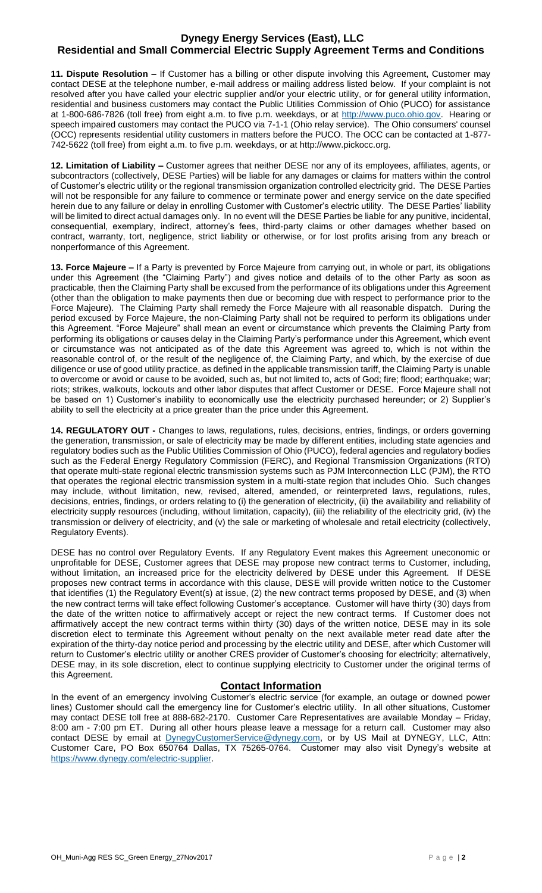## Dynegy Energy Services (East), LLC
## Residential and Small Commercial Electric Supply Agreement Terms and Conditions

**11. Dispute Resolution –** If Customer has a billing or other dispute involving this Agreement, Customer may contact DESE at the telephone number, e-mail address or mailing address listed below. If your complaint is not resolved after you have called your electric supplier and/or your electric utility, or for general utility information, residential and business customers may contact the Public Utilities Commission of Ohio (PUCO) for assistance at 1-800-686-7826 (toll free) from eight a.m. to five p.m. weekdays, or at http://www.puco.ohio.gov. Hearing or speech impaired customers may contact the PUCO via 7-1-1 (Ohio relay service). The Ohio consumers' counsel (OCC) represents residential utility customers in matters before the PUCO. The OCC can be contacted at 1-877-742-5622 (toll free) from eight a.m. to five p.m. weekdays, or at http://www.pickocc.org.

**12. Limitation of Liability –** Customer agrees that neither DESE nor any of its employees, affiliates, agents, or subcontractors (collectively, DESE Parties) will be liable for any damages or claims for matters within the control of Customer's electric utility or the regional transmission organization controlled electricity grid. The DESE Parties will not be responsible for any failure to commence or terminate power and energy service on the date specified herein due to any failure or delay in enrolling Customer with Customer's electric utility. The DESE Parties' liability will be limited to direct actual damages only. In no event will the DESE Parties be liable for any punitive, incidental, consequential, exemplary, indirect, attorney's fees, third-party claims or other damages whether based on contract, warranty, tort, negligence, strict liability or otherwise, or for lost profits arising from any breach or nonperformance of this Agreement.

**13. Force Majeure –** If a Party is prevented by Force Majeure from carrying out, in whole or part, its obligations under this Agreement (the "Claiming Party") and gives notice and details of to the other Party as soon as practicable, then the Claiming Party shall be excused from the performance of its obligations under this Agreement (other than the obligation to make payments then due or becoming due with respect to performance prior to the Force Majeure). The Claiming Party shall remedy the Force Majeure with all reasonable dispatch. During the period excused by Force Majeure, the non-Claiming Party shall not be required to perform its obligations under this Agreement. "Force Majeure" shall mean an event or circumstance which prevents the Claiming Party from performing its obligations or causes delay in the Claiming Party's performance under this Agreement, which event or circumstance was not anticipated as of the date this Agreement was agreed to, which is not within the reasonable control of, or the result of the negligence of, the Claiming Party, and which, by the exercise of due diligence or use of good utility practice, as defined in the applicable transmission tariff, the Claiming Party is unable to overcome or avoid or cause to be avoided, such as, but not limited to, acts of God; fire; flood; earthquake; war; riots; strikes, walkouts, lockouts and other labor disputes that affect Customer or DESE. Force Majeure shall not be based on 1) Customer's inability to economically use the electricity purchased hereunder; or 2) Supplier's ability to sell the electricity at a price greater than the price under this Agreement.

**14. REGULATORY OUT -** Changes to laws, regulations, rules, decisions, entries, findings, or orders governing the generation, transmission, or sale of electricity may be made by different entities, including state agencies and regulatory bodies such as the Public Utilities Commission of Ohio (PUCO), federal agencies and regulatory bodies such as the Federal Energy Regulatory Commission (FERC), and Regional Transmission Organizations (RTO) that operate multi-state regional electric transmission systems such as PJM Interconnection LLC (PJM), the RTO that operates the regional electric transmission system in a multi-state region that includes Ohio. Such changes may include, without limitation, new, revised, altered, amended, or reinterpreted laws, regulations, rules, decisions, entries, findings, or orders relating to (i) the generation of electricity, (ii) the availability and reliability of electricity supply resources (including, without limitation, capacity), (iii) the reliability of the electricity grid, (iv) the transmission or delivery of electricity, and (v) the sale or marketing of wholesale and retail electricity (collectively, Regulatory Events).

DESE has no control over Regulatory Events. If any Regulatory Event makes this Agreement uneconomic or unprofitable for DESE, Customer agrees that DESE may propose new contract terms to Customer, including, without limitation, an increased price for the electricity delivered by DESE under this Agreement. If DESE proposes new contract terms in accordance with this clause, DESE will provide written notice to the Customer that identifies (1) the Regulatory Event(s) at issue, (2) the new contract terms proposed by DESE, and (3) when the new contract terms will take effect following Customer's acceptance. Customer will have thirty (30) days from the date of the written notice to affirmatively accept or reject the new contract terms. If Customer does not affirmatively accept the new contract terms within thirty (30) days of the written notice, DESE may in its sole discretion elect to terminate this Agreement without penalty on the next available meter read date after the expiration of the thirty-day notice period and processing by the electric utility and DESE, after which Customer will return to Customer's electric utility or another CRES provider of Customer's choosing for electricity; alternatively, DESE may, in its sole discretion, elect to continue supplying electricity to Customer under the original terms of this Agreement.

### Contact Information

In the event of an emergency involving Customer's electric service (for example, an outage or downed power lines) Customer should call the emergency line for Customer's electric utility. In all other situations, Customer may contact DESE toll free at 888-682-2170. Customer Care Representatives are available Monday – Friday, 8:00 am - 7:00 pm ET. During all other hours please leave a message for a return call. Customer may also contact DESE by email at DynegyCustomerService@dynegy.com, or by US Mail at DYNEGY, LLC, Attn: Customer Care, PO Box 650764 Dallas, TX 75265-0764. Customer may also visit Dynegy's website at https://www.dynegy.com/electric-supplier.